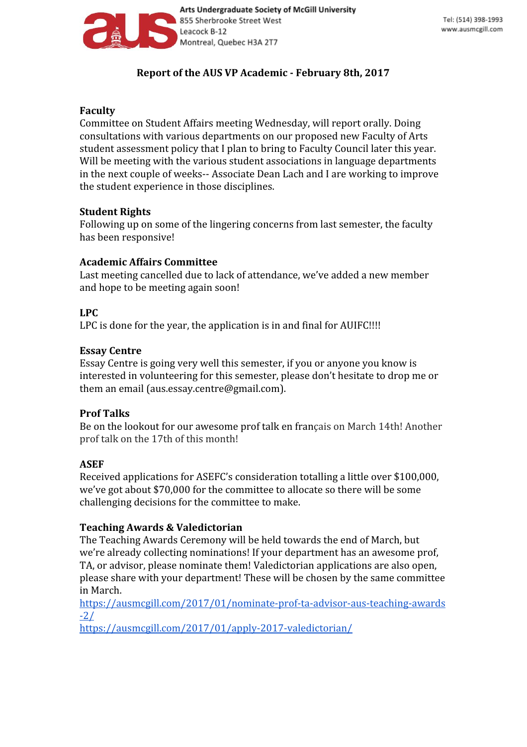Arts Undergraduate Society of McGill University
855 Sherbrooke Street West
Leacock B-12
Montreal, Quebec H3A 2T7

Tel: (514) 398-1993
www.ausmcgill.com

# Report of the AUS VP Academic - February 8th, 2017

**Faculty**
Committee on Student Affairs meeting Wednesday, will report orally. Doing consultations with various departments on our proposed new Faculty of Arts student assessment policy that I plan to bring to Faculty Council later this year. Will be meeting with the various student associations in language departments in the next couple of weeks-- Associate Dean Lach and I are working to improve the student experience in those disciplines.

**Student Rights**
Following up on some of the lingering concerns from last semester, the faculty has been responsive!

**Academic Affairs Committee**
Last meeting cancelled due to lack of attendance, we've added a new member and hope to be meeting again soon!

**LPC**
LPC is done for the year, the application is in and final for AUIFC!!!!

**Essay Centre**
Essay Centre is going very well this semester, if you or anyone you know is interested in volunteering for this semester, please don't hesitate to drop me or them an email (aus.essay.centre@gmail.com).

**Prof Talks**
Be on the lookout for our awesome prof talk en français on March 14th! Another prof talk on the 17th of this month!

**ASEF**
Received applications for ASEFC's consideration totalling a little over $100,000, we've got about $70,000 for the committee to allocate so there will be some challenging decisions for the committee to make.

**Teaching Awards & Valedictorian**
The Teaching Awards Ceremony will be held towards the end of March, but we're already collecting nominations! If your department has an awesome prof, TA, or advisor, please nominate them! Valedictorian applications are also open, please share with your department! These will be chosen by the same committee in March.
https://ausmcgill.com/2017/01/nominate-prof-ta-advisor-aus-teaching-awards-2/
https://ausmcgill.com/2017/01/apply-2017-valedictorian/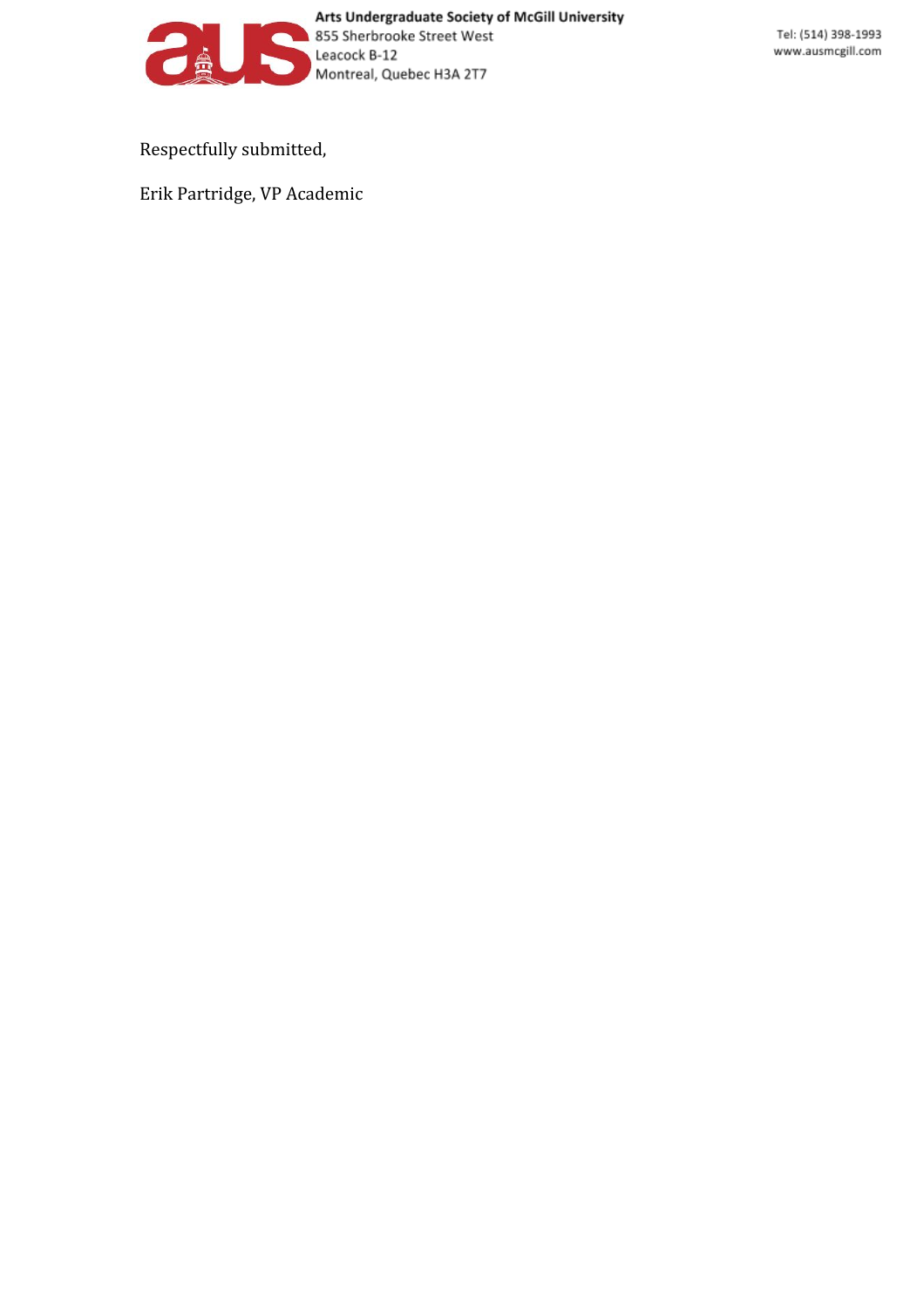Respectfully submitted,

Erik Partridge, VP Academic